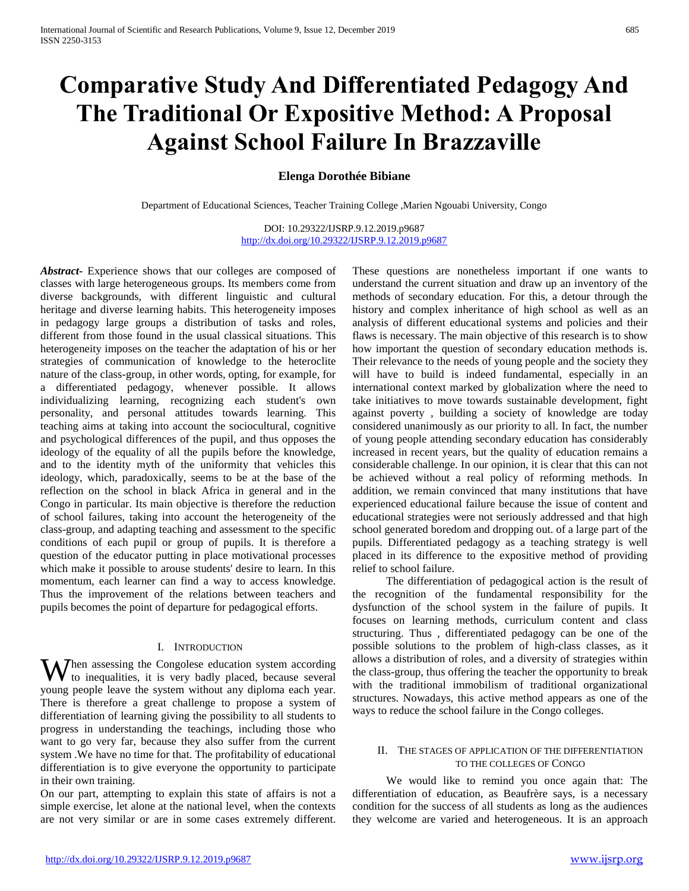# Comparative Study And Differentiated Pedagogy And The Traditional Or Expositive Method: A Proposal Against School Failure In Brazzaville

**Elenga Dorothée Bibiane**

Department of Educational Sciences, Teacher Training College ,Marien Ngouabi University, Congo

DOI: 10.29322/IJSRP.9.12.2019.p9687
http://dx.doi.org/10.29322/IJSRP.9.12.2019.p9687

***Abstract***- Experience shows that our colleges are composed of classes with large heterogeneous groups. Its members come from diverse backgrounds, with different linguistic and cultural heritage and diverse learning habits. This heterogeneity imposes in pedagogy large groups a distribution of tasks and roles, different from those found in the usual classical situations. This heterogeneity imposes on the teacher the adaptation of his or her strategies of communication of knowledge to the heteroclite nature of the class-group, in other words, opting, for example, for a differentiated pedagogy, whenever possible. It allows individualizing learning, recognizing each student's own personality, and personal attitudes towards learning. This teaching aims at taking into account the sociocultural, cognitive and psychological differences of the pupil, and thus opposes the ideology of the equality of all the pupils before the knowledge, and to the identity myth of the uniformity that vehicles this ideology, which, paradoxically, seems to be at the base of the reflection on the school in black Africa in general and in the Congo in particular. Its main objective is therefore the reduction of school failures, taking into account the heterogeneity of the class-group, and adapting teaching and assessment to the specific conditions of each pupil or group of pupils. It is therefore a question of the educator putting in place motivational processes which make it possible to arouse students' desire to learn. In this momentum, each learner can find a way to access knowledge. Thus the improvement of the relations between teachers and pupils becomes the point of departure for pedagogical efforts.

## I. Introduction

When assessing the Congolese education system according to inequalities, it is very badly placed, because several young people leave the system without any diploma each year. There is therefore a great challenge to propose a system of differentiation of learning giving the possibility to all students to progress in understanding the teachings, including those who want to go very far, because they also suffer from the current system .We have no time for that. The profitability of educational differentiation is to give everyone the opportunity to participate in their own training.

On our part, attempting to explain this state of affairs is not a simple exercise, let alone at the national level, when the contexts are not very similar or are in some cases extremely different. These questions are nonetheless important if one wants to understand the current situation and draw up an inventory of the methods of secondary education. For this, a detour through the history and complex inheritance of high school as well as an analysis of different educational systems and policies and their flaws is necessary. The main objective of this research is to show how important the question of secondary education methods is. Their relevance to the needs of young people and the society they will have to build is indeed fundamental, especially in an international context marked by globalization where the need to take initiatives to move towards sustainable development, fight against poverty , building a society of knowledge are today considered unanimously as our priority to all. In fact, the number of young people attending secondary education has considerably increased in recent years, but the quality of education remains a considerable challenge. In our opinion, it is clear that this can not be achieved without a real policy of reforming methods. In addition, we remain convinced that many institutions that have experienced educational failure because the issue of content and educational strategies were not seriously addressed and that high school generated boredom and dropping out. of a large part of the pupils. Differentiated pedagogy as a teaching strategy is well placed in its difference to the expositive method of providing relief to school failure.

The differentiation of pedagogical action is the result of the recognition of the fundamental responsibility for the dysfunction of the school system in the failure of pupils. It focuses on learning methods, curriculum content and class structuring. Thus , differentiated pedagogy can be one of the possible solutions to the problem of high-class classes, as it allows a distribution of roles, and a diversity of strategies within the class-group, thus offering the teacher the opportunity to break with the traditional immobilism of traditional organizational structures. Nowadays, this active method appears as one of the ways to reduce the school failure in the Congo colleges.

## II. The stages of application of the differentiation to the colleges of Congo

We would like to remind you once again that: The differentiation of education, as Beaufrère says, is a necessary condition for the success of all students as long as the audiences they welcome are varied and heterogeneous. It is an approach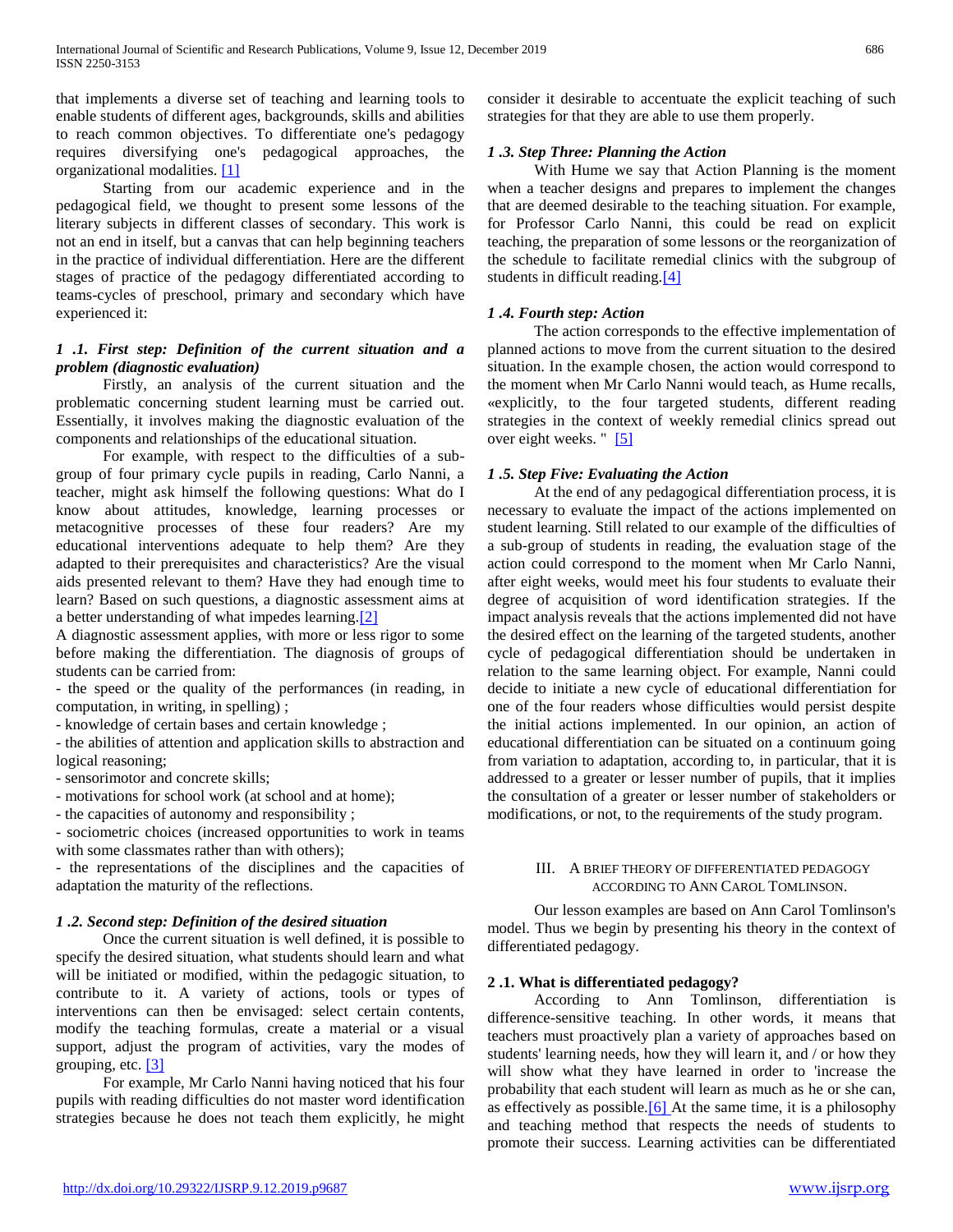that implements a diverse set of teaching and learning tools to enable students of different ages, backgrounds, skills and abilities to reach common objectives. To differentiate one's pedagogy requires diversifying one's pedagogical approaches, the organizational modalities. [1]

Starting from our academic experience and in the pedagogical field, we thought to present some lessons of the literary subjects in different classes of secondary. This work is not an end in itself, but a canvas that can help beginning teachers in the practice of individual differentiation. Here are the different stages of practice of the pedagogy differentiated according to teams-cycles of preschool, primary and secondary which have experienced it:

### *1 .1. First step: Definition of the current situation and a problem (diagnostic evaluation)*

Firstly, an analysis of the current situation and the problematic concerning student learning must be carried out. Essentially, it involves making the diagnostic evaluation of the components and relationships of the educational situation.

For example, with respect to the difficulties of a sub-group of four primary cycle pupils in reading, Carlo Nanni, a teacher, might ask himself the following questions: What do I know about attitudes, knowledge, learning processes or metacognitive processes of these four readers? Are my educational interventions adequate to help them? Are they adapted to their prerequisites and characteristics? Are the visual aids presented relevant to them? Have they had enough time to learn? Based on such questions, a diagnostic assessment aims at a better understanding of what impedes learning.[2]

A diagnostic assessment applies, with more or less rigor to some before making the differentiation. The diagnosis of groups of students can be carried from:

- the speed or the quality of the performances (in reading, in computation, in writing, in spelling) ;
- knowledge of certain bases and certain knowledge ;
- the abilities of attention and application skills to abstraction and logical reasoning;
- sensorimotor and concrete skills;
- motivations for school work (at school and at home);
- the capacities of autonomy and responsibility ;
- sociometric choices (increased opportunities to work in teams with some classmates rather than with others);
- the representations of the disciplines and the capacities of adaptation the maturity of the reflections.

### *1 .2. Second step: Definition of the desired situation*

Once the current situation is well defined, it is possible to specify the desired situation, what students should learn and what will be initiated or modified, within the pedagogic situation, to contribute to it. A variety of interventions, tools or types of interventions can then be envisaged: select certain contents, modify the teaching formulas, create a material or a visual support, adjust the program of activities, vary the modes of grouping, etc. [3]

For example, Mr Carlo Nanni having noticed that his four pupils with reading difficulties do not master word identification strategies because he does not teach them explicitly, he might consider it desirable to accentuate the explicit teaching of such strategies for that they are able to use them properly.

### *1 .3. Step Three: Planning the Action*

With Hume we say that Action Planning is the moment when a teacher designs and prepares to implement the changes that are deemed desirable to the teaching situation. For example, for Professor Carlo Nanni, this could be read on explicit teaching, the preparation of some lessons or the reorganization of the schedule to facilitate remedial clinics with the subgroup of students in difficult reading.[4]

### *1 .4. Fourth step: Action*

The action corresponds to the effective implementation of planned actions to move from the current situation to the desired situation. In the example chosen, the action would correspond to the moment when Mr Carlo Nanni would teach, as Hume recalls, «explicitly, to the four targeted students, different reading strategies in the context of weekly remedial clinics spread out over eight weeks. " [5]

### *1 .5. Step Five: Evaluating the Action*

At the end of any pedagogical differentiation process, it is necessary to evaluate the impact of the actions implemented on student learning. Still related to our example of the difficulties of a sub-group of students in reading, the evaluation stage of the action could correspond to the moment when Mr Carlo Nanni, after eight weeks, would meet his four students to evaluate their degree of acquisition of word identification strategies. If the impact analysis reveals that the actions implemented did not have the desired effect on the learning of the targeted students, another cycle of pedagogical differentiation should be undertaken in relation to the same learning object. For example, Nanni could decide to initiate a new cycle of educational differentiation for one of the four readers whose difficulties would persist despite the initial actions implemented. In our opinion, an action of educational differentiation can be situated on a continuum going from variation to adaptation, according to, in particular, that it is addressed to a greater or lesser number of pupils, that it implies the consultation of a greater or lesser number of stakeholders or modifications, or not, to the requirements of the study program.

## III. A BRIEF THEORY OF DIFFERENTIATED PEDAGOGY ACCORDING TO ANN CAROL TOMLINSON.

Our lesson examples are based on Ann Carol Tomlinson's model. Thus we begin by presenting his theory in the context of differentiated pedagogy.

### 2 .1. What is differentiated pedagogy?

According to Ann Tomlinson, differentiation is difference-sensitive teaching. In other words, it means that teachers must proactively plan a variety of approaches based on students' learning needs, how they will learn it, and / or how they will show what they have learned in order to 'increase the probability that each student will learn as much as he or she can, as effectively as possible.[6] At the same time, it is a philosophy and teaching method that respects the needs of students to promote their success. Learning activities can be differentiated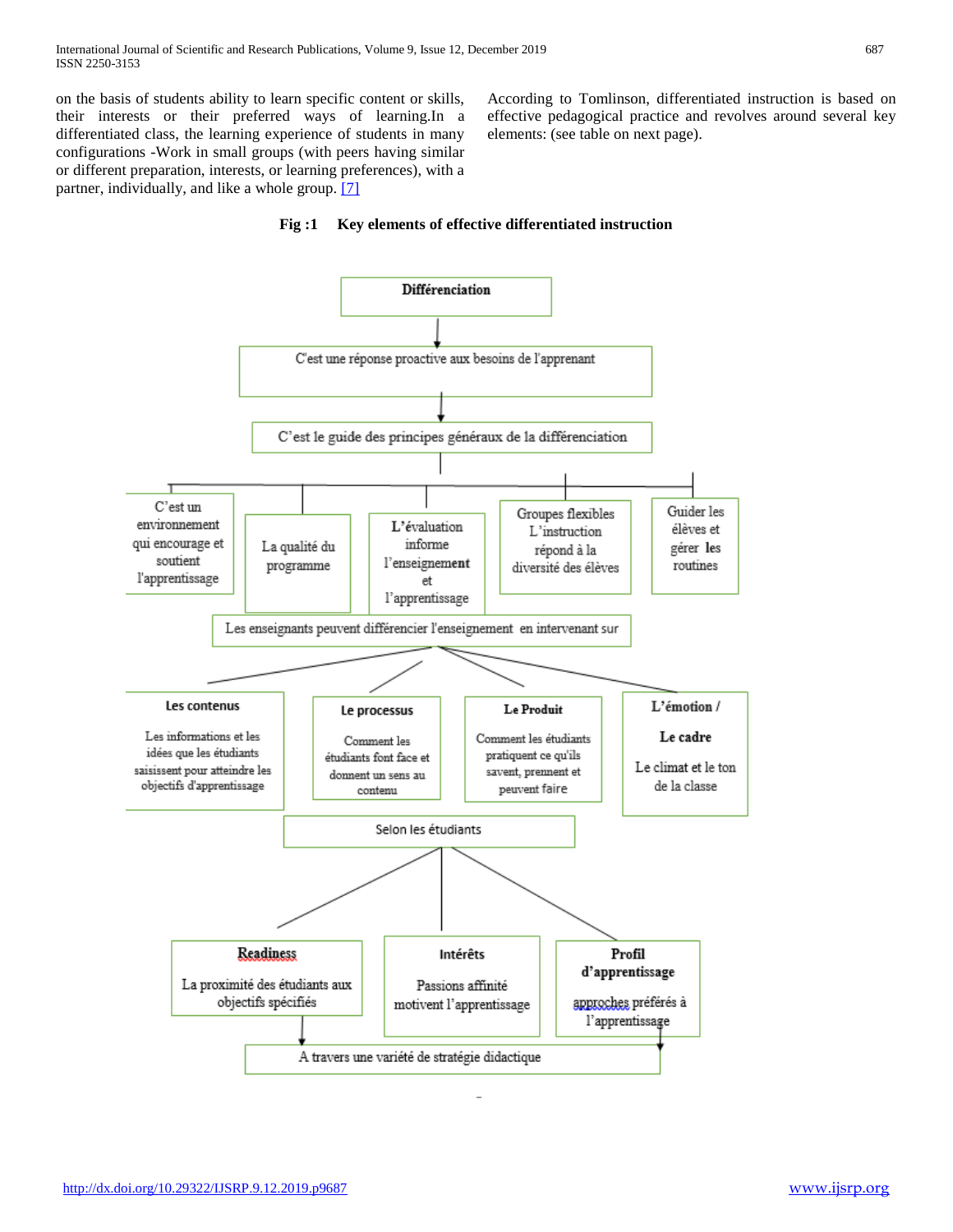on the basis of students ability to learn specific content or skills, their interests or their preferred ways of learning.In a differentiated class, the learning experience of students in many configurations -Work in small groups (with peers having similar or different preparation, interests, or learning preferences), with a partner, individually, and like a whole group. [7]

According to Tomlinson, differentiated instruction is based on effective pedagogical practice and revolves around several key elements: (see table on next page).

**Fig :1 Key elements of effective differentiated instruction**

**Différenciation**

C'est une réponse proactive aux besoins de l'apprenant

C'est le guide des principes généraux de la différenciation

- C'est un environnement qui encourage et soutient l'apprentissage
- La qualité du programme
- **L'évaluation** informe l'enseignement et l'apprentissage
- Groupes flexibles L'instruction répond à la diversité des élèves
- Guider les élèves et gérer **les** routines

Les enseignants peuvent différencier l'enseignement en intervenant sur

- **Les contenus** — Les informations et les idées que les étudiants saisissent pour atteindre les objectifs d'apprentissage
- **Le processus** — Comment les étudiants font face et donnent un sens au contenu
- **Le Produit** — Comment les étudiants pratiquent ce qu'ils savent, prennent et peuvent faire
- **L'émotion / Le cadre** — Le climat et le ton de la classe

Selon les étudiants

- **Readiness** — La proximité des étudiants aux objectifs spécifiés
- **Intérêts** — Passions affinité motivent l'apprentissage
- **Profil d'apprentissage** — approches préférés à l'apprentissage

A travers une variété de stratégie didactique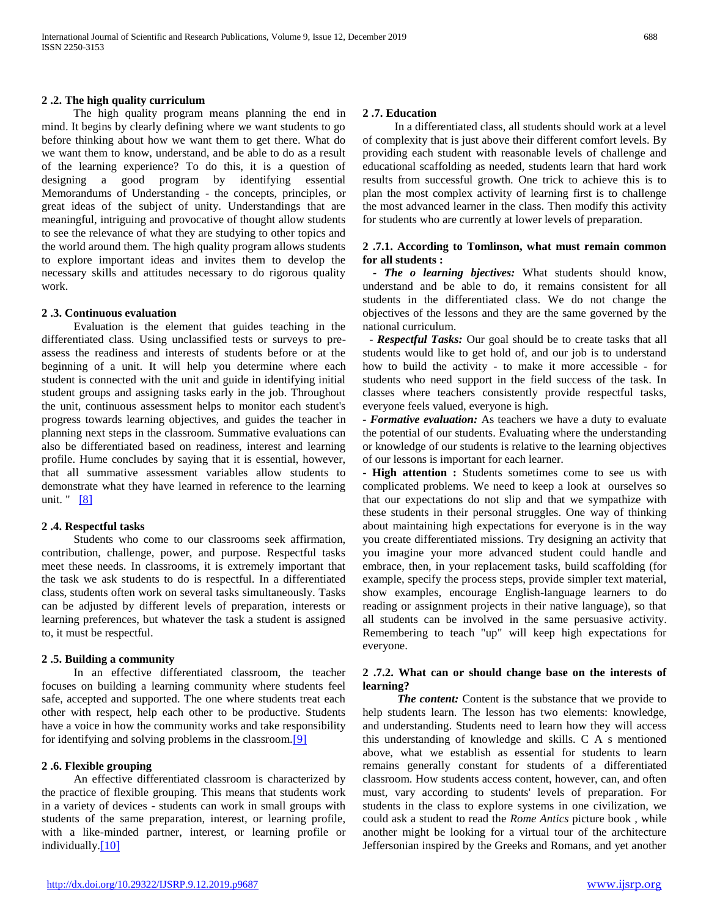### 2 .2. The high quality curriculum

The high quality program means planning the end in mind. It begins by clearly defining where we want students to go before thinking about how we want them to get there. What do we want them to know, understand, and be able to do as a result of the learning experience? To do this, it is a question of designing a good program by identifying essential Memorandums of Understanding - the concepts, principles, or great ideas of the subject of unity. Understandings that are meaningful, intriguing and provocative of thought allow students to see the relevance of what they are studying to other topics and the world around them. The high quality program allows students to explore important ideas and invites them to develop the necessary skills and attitudes necessary to do rigorous quality work.

### 2 .3. Continuous evaluation

Evaluation is the element that guides teaching in the differentiated class. Using unclassified tests or surveys to pre-assess the readiness and interests of students before or at the beginning of a unit. It will help you determine where each student is connected with the unit and guide in identifying initial student groups and assigning tasks early in the job. Throughout the unit, continuous assessment helps to monitor each student's progress towards learning objectives, and guides the teacher in planning next steps in the classroom. Summative evaluations can also be differentiated based on readiness, interest and learning profile. Hume concludes by saying that it is essential, however, that all summative assessment variables allow students to demonstrate what they have learned in reference to the learning unit. " [8]

### 2 .4. Respectful tasks

Students who come to our classrooms seek affirmation, contribution, challenge, power, and purpose. Respectful tasks meet these needs. In classrooms, it is extremely important that the task we ask students to do is respectful. In a differentiated class, students often work on several tasks simultaneously. Tasks can be adjusted by different levels of preparation, interests or learning preferences, but whatever the task a student is assigned to, it must be respectful.

### 2 .5. Building a community

In an effective differentiated classroom, the teacher focuses on building a learning community where students feel safe, accepted and supported. The one where students treat each other with respect, help each other to be productive. Students have a voice in how the community works and take responsibility for identifying and solving problems in the classroom.[9]

### 2 .6. Flexible grouping

An effective differentiated classroom is characterized by the practice of flexible grouping. This means that students work in a variety of devices - students can work in small groups with students of the same preparation, interest, or learning profile, with a like-minded partner, interest, or learning profile or individually.[10]

### 2 .7. Education

In a differentiated class, all students should work at a level of complexity that is just above their different comfort levels. By providing each student with reasonable levels of challenge and educational scaffolding as needed, students learn that hard work results from successful growth. One trick to achieve this is to plan the most complex activity of learning first is to challenge the most advanced learner in the class. Then modify this activity for students who are currently at lower levels of preparation.

#### 2 .7.1. According to Tomlinson, what must remain common for all students :

- ***The o learning bjectives:*** What students should know, understand and be able to do, it remains consistent for all students in the differentiated class. We do not change the objectives of the lessons and they are the same governed by the national curriculum.
- ***Respectful Tasks:*** Our goal should be to create tasks that all students would like to get hold of, and our job is to understand how to build the activity - to make it more accessible - for students who need support in the field success of the task. In classes where teachers consistently provide respectful tasks, everyone feels valued, everyone is high.
- ***Formative evaluation:*** As teachers we have a duty to evaluate the potential of our students. Evaluating where the understanding or knowledge of our students is relative to the learning objectives of our lessons is important for each learner.
- **High attention :** Students sometimes come to see us with complicated problems. We need to keep a look at ourselves so that our expectations do not slip and that we sympathize with these students in their personal struggles. One way of thinking about maintaining high expectations for everyone is in the way you create differentiated missions. Try designing an activity that you imagine your more advanced student could handle and embrace, then, in your replacement tasks, build scaffolding (for example, specify the process steps, provide simpler text material, show examples, encourage English-language learners to do reading or assignment projects in their native language), so that all students can be involved in the same persuasive activity. Remembering to teach "up" will keep high expectations for everyone.

#### 2 .7.2. What can or should change base on the interests of learning?

***The content:*** Content is the substance that we provide to help students learn. The lesson has two elements: knowledge, and understanding. Students need to learn how they will access this understanding of knowledge and skills. C A s mentioned above, what we establish as essential for students to learn remains generally constant for students of a differentiated classroom. How students access content, however, can, and often must, vary according to students' levels of preparation. For students in the class to explore systems in one civilization, we could ask a student to read the *Rome Antics* picture book , while another might be looking for a virtual tour of the architecture Jeffersonian inspired by the Greeks and Romans, and yet another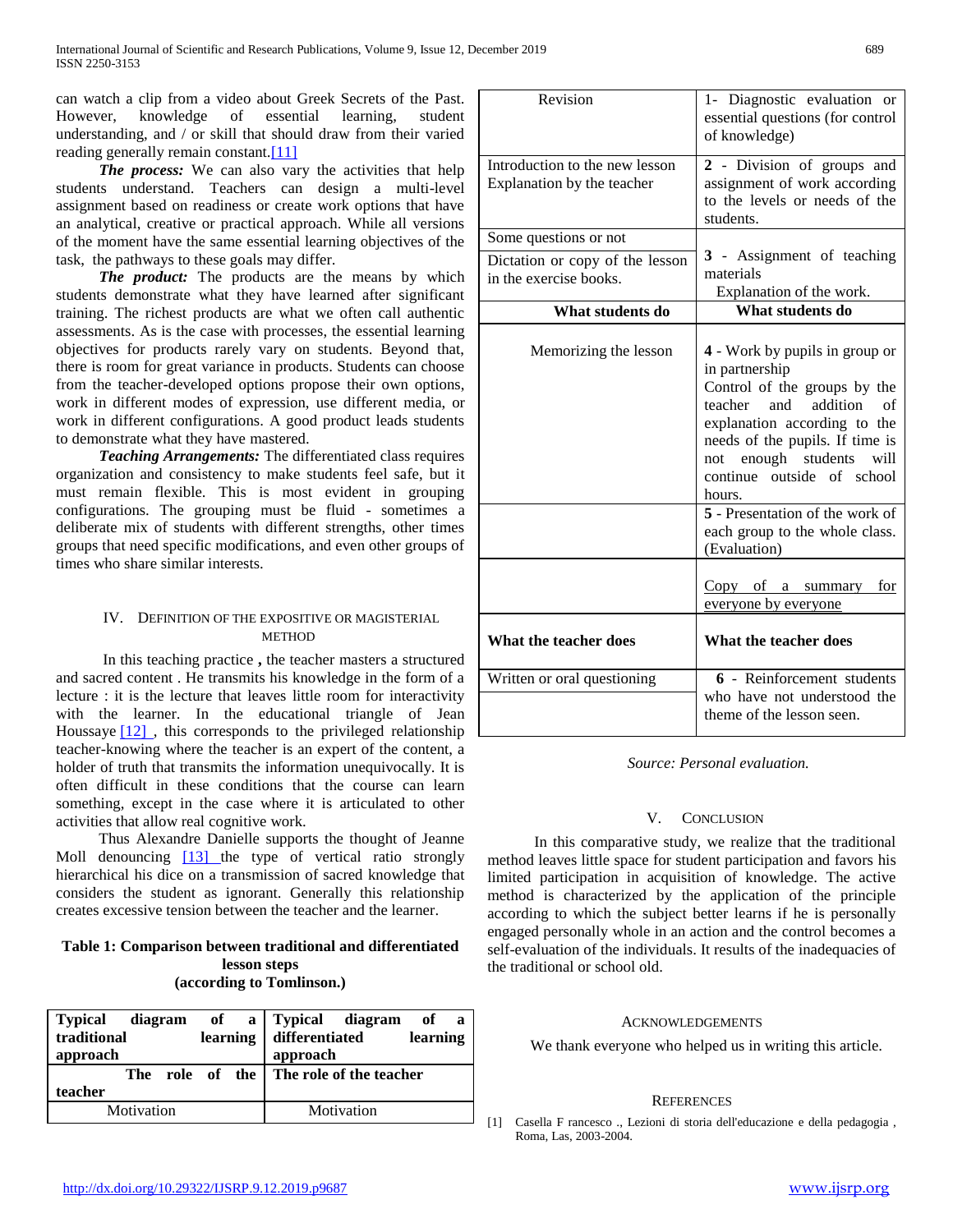can watch a clip from a video about Greek Secrets of the Past. However, knowledge of essential learning, student understanding, and / or skill that should draw from their varied reading generally remain constant.[11]

***The process:*** We can also vary the activities that help students understand. Teachers can design a multi-level assignment based on readiness or create work options that have an analytical, creative or practical approach. While all versions of the moment have the same essential learning objectives of the task, the pathways to these goals may differ.

***The product:*** The products are the means by which students demonstrate what they have learned after significant training. The richest products are what we often call authentic assessments. As is the case with processes, the essential learning objectives for products rarely vary on students. Beyond that, there is room for great variance in products. Students can choose from the teacher-developed options propose their own options, work in different modes of expression, use different media, or work in different configurations. A good product leads students to demonstrate what they have mastered.

***Teaching Arrangements:*** The differentiated class requires organization and consistency to make students feel safe, but it must remain flexible. This is most evident in grouping configurations. The grouping must be fluid - sometimes a deliberate mix of students with different strengths, other times groups that need specific modifications, and even other groups of times who share similar interests.

## IV. Definition of the Expositive or Magisterial Method

In this teaching practice **,** the teacher masters a structured and sacred content . He transmits his knowledge in the form of a lecture : it is the lecture that leaves little room for interactivity with the learner. In the educational triangle of Jean Houssaye [12] , this corresponds to the privileged relationship teacher-knowing where the teacher is an expert of the content, a holder of truth that transmits the information unequivocally. It is often difficult in these conditions that the course can learn something, except in the case where it is articulated to other activities that allow real cognitive work.

Thus Alexandre Danielle supports the thought of Jeanne Moll denouncing [13] the type of vertical ratio strongly hierarchical his dice on a transmission of sacred knowledge that considers the student as ignorant. Generally this relationship creates excessive tension between the teacher and the learner.

**Table 1: Comparison between traditional and differentiated lesson steps (according to Tomlinson.)**

| **Typical diagram of a traditional learning approach** | **Typical diagram of a differentiated learning approach** |
|---|---|
| **The role of the teacher** | **The role of the teacher** |
| Motivation | Motivation |
| Revision | 1- Diagnostic evaluation or essential questions (for control of knowledge) |
| Introduction to the new lesson Explanation by the teacher | **2** - Division of groups and assignment of work according to the levels or needs of the students. |
| Some questions or not | **3** - Assignment of teaching materials Explanation of the work. |
| Dictation or copy of the lesson in the exercise books. | |
| **What students do** | **What students do** |
| Memorizing the lesson | **4** - Work by pupils in group or in partnership Control of the groups by the teacher and addition of explanation according to the needs of the pupils. If time is not enough students will continue outside of school hours. |
| | **5** - Presentation of the work of each group to the whole class. (Evaluation) |
| | Copy of a summary for everyone by everyone |
| **What the teacher does** | **What the teacher does** |
| Written or oral questioning | **6** - Reinforcement students who have not understood the theme of the lesson seen. |

*Source: Personal evaluation.*

## V. Conclusion

In this comparative study, we realize that the traditional method leaves little space for student participation and favors his limited participation in acquisition of knowledge. The active method is characterized by the application of the principle according to which the subject better learns if he is personally engaged personally whole in an action and the control becomes a self-evaluation of the individuals. It results of the inadequacies of the traditional or school old.

## Acknowledgements

We thank everyone who helped us in writing this article.

## References

[1] Casella F rancesco ., Lezioni di storia dell'educazione e della pedagogia , Roma, Las, 2003-2004.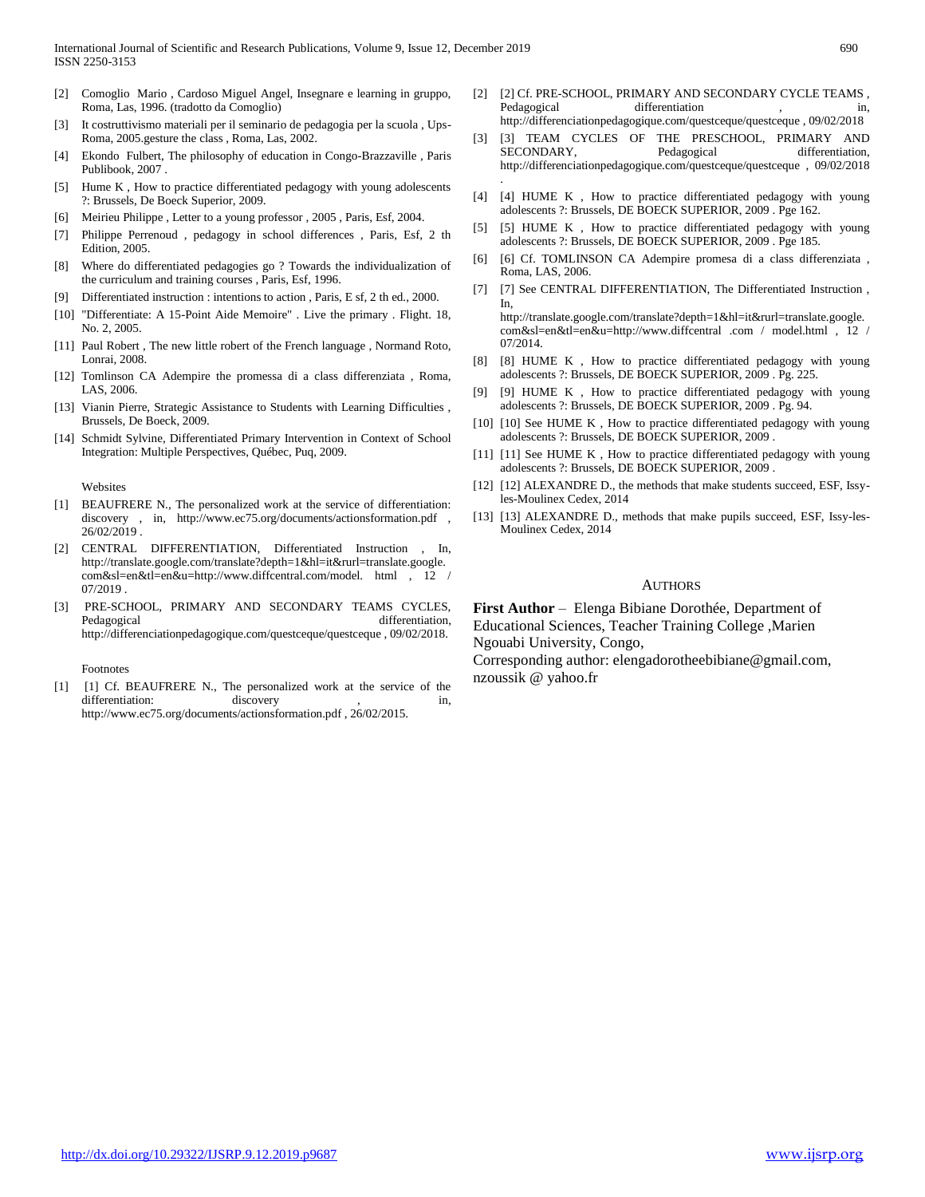[2] Comoglio Mario , Cardoso Miguel Angel, Insegnare e learning in gruppo, Roma, Las, 1996. (tradotto da Comoglio)

[3] It costruttivismo materiali per il seminario de pedagogia per la scuola , Ups-Roma, 2005.gesture the class , Roma, Las, 2002.

[4] Ekondo Fulbert, The philosophy of education in Congo-Brazzaville , Paris Publibook, 2007 .

[5] Hume K , How to practice differentiated pedagogy with young adolescents ?: Brussels, De Boeck Superior, 2009.

[6] Meirieu Philippe , Letter to a young professor , 2005 , Paris, Esf, 2004.

[7] Philippe Perrenoud , pedagogy in school differences , Paris, Esf, 2 th Edition, 2005.

[8] Where do differentiated pedagogies go ? Towards the individualization of the curriculum and training courses , Paris, Esf, 1996.

[9] Differentiated instruction : intentions to action , Paris, E sf, 2 th ed., 2000.

[10] "Differentiate: A 15-Point Aide Memoire" . Live the primary . Flight. 18, No. 2, 2005.

[11] Paul Robert , The new little robert of the French language , Normand Roto, Lonrai, 2008.

[12] Tomlinson CA Adempire the promessa di a class differenziata , Roma, LAS, 2006.

[13] Vianin Pierre, Strategic Assistance to Students with Learning Difficulties , Brussels, De Boeck, 2009.

[14] Schmidt Sylvine, Differentiated Primary Intervention in Context of School Integration: Multiple Perspectives, Québec, Puq, 2009.

Websites

[1] BEAUFRERE N., The personalized work at the service of differentiation: discovery , in, http://www.ec75.org/documents/actionsformation.pdf , 26/02/2019 .

[2] CENTRAL DIFFERENTIATION, Differentiated Instruction , In, http://translate.google.com/translate?depth=1&hl=it&rurl=translate.google.com&sl=en&tl=en&u=http://www.diffcentral.com/model. html , 12 / 07/2019 .

[3] PRE-SCHOOL, PRIMARY AND SECONDARY TEAMS CYCLES, Pedagogical differentiation, http://differenciationpedagogique.com/questceque/questceque , 09/02/2018.

Footnotes

[1] [1] Cf. BEAUFRERE N., The personalized work at the service of the differentiation: discovery , in, http://www.ec75.org/documents/actionsformation.pdf , 26/02/2015.

[2] [2] Cf. PRE-SCHOOL, PRIMARY AND SECONDARY CYCLE TEAMS , Pedagogical differentiation , in, http://differenciationpedagogique.com/questceque/questceque , 09/02/2018

[3] [3] TEAM CYCLES OF THE PRESCHOOL, PRIMARY AND SECONDARY, Pedagogical differentiation, http://differenciationpedagogique.com/questceque/questceque , 09/02/2018 .

[4] [4] HUME K , How to practice differentiated pedagogy with young adolescents ?: Brussels, DE BOECK SUPERIOR, 2009 . Pge 162.

[5] [5] HUME K , How to practice differentiated pedagogy with young adolescents ?: Brussels, DE BOECK SUPERIOR, 2009 . Pge 185.

[6] [6] Cf. TOMLINSON CA Adempire promesa di a class differenziata , Roma, LAS, 2006.

[7] [7] See CENTRAL DIFFERENTIATION, The Differentiated Instruction , In, http://translate.google.com/translate?depth=1&hl=it&rurl=translate.google.com&sl=en&tl=en&u=http://www.diffcentral .com / model.html , 12 / 07/2014.

[8] [8] HUME K , How to practice differentiated pedagogy with young adolescents ?: Brussels, DE BOECK SUPERIOR, 2009 . Pg. 225.

[9] [9] HUME K , How to practice differentiated pedagogy with young adolescents ?: Brussels, DE BOECK SUPERIOR, 2009 . Pg. 94.

[10] [10] See HUME K , How to practice differentiated pedagogy with young adolescents ?: Brussels, DE BOECK SUPERIOR, 2009 .

[11] [11] See HUME K , How to practice differentiated pedagogy with young adolescents ?: Brussels, DE BOECK SUPERIOR, 2009 .

[12] [12] ALEXANDRE D., the methods that make students succeed, ESF, Issy-les-Moulinex Cedex, 2014

[13] [13] ALEXANDRE D., methods that make pupils succeed, ESF, Issy-les-Moulinex Cedex, 2014

## Authors

**First Author** – Elenga Bibiane Dorothée, Department of Educational Sciences, Teacher Training College ,Marien Ngouabi University, Congo,

Corresponding author: elengadorotheebibiane@gmail.com, nzoussik @ yahoo.fr